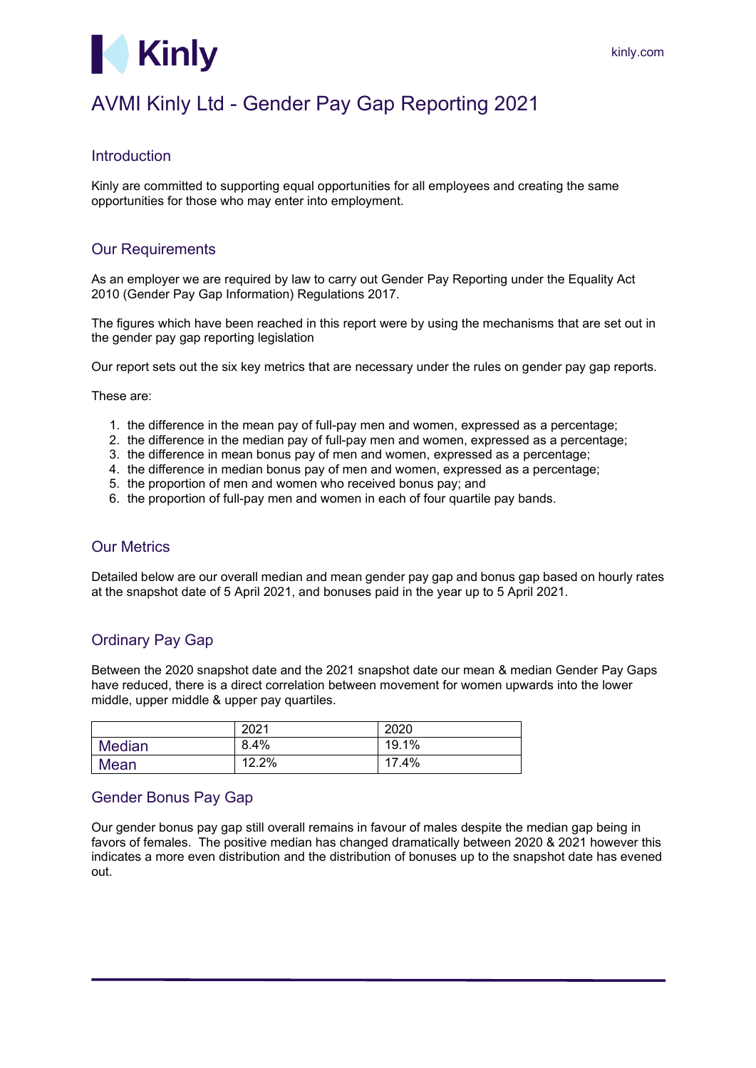# AVMI Kinly Ltd - Gender Pay Gap Reporting 2021

## Introduction

Kinly are committed to supporting equal opportunities for all employees and creating the same opportunities for those who may enter into employment.

## Our Requirements

As an employer we are required by law to carry out Gender Pay Reporting under the Equality Act 2010 (Gender Pay Gap Information) Regulations 2017.

The figures which have been reached in this report were by using the mechanisms that are set out in the gender pay gap reporting legislation

Our report sets out the six key metrics that are necessary under the rules on gender pay gap reports.

These are:

1. the difference in the mean pay of full-pay men and women, expressed as a percentage;
2. the difference in the median pay of full-pay men and women, expressed as a percentage;
3. the difference in mean bonus pay of men and women, expressed as a percentage;
4. the difference in median bonus pay of men and women, expressed as a percentage;
5. the proportion of men and women who received bonus pay; and
6. the proportion of full-pay men and women in each of four quartile pay bands.

## Our Metrics

Detailed below are our overall median and mean gender pay gap and bonus gap based on hourly rates at the snapshot date of 5 April 2021, and bonuses paid in the year up to 5 April 2021.

## Ordinary Pay Gap

Between the 2020 snapshot date and the 2021 snapshot date our mean & median Gender Pay Gaps have reduced, there is a direct correlation between movement for women upwards into the lower middle, upper middle & upper pay quartiles.

| | 2021 | 2020 |
|---|---|---|
| Median | 8.4% | 19.1% |
| Mean | 12.2% | 17.4% |

## Gender Bonus Pay Gap

Our gender bonus pay gap still overall remains in favour of males despite the median gap being in favors of females. The positive median has changed dramatically between 2020 & 2021 however this indicates a more even distribution and the distribution of bonuses up to the snapshot date has evened out.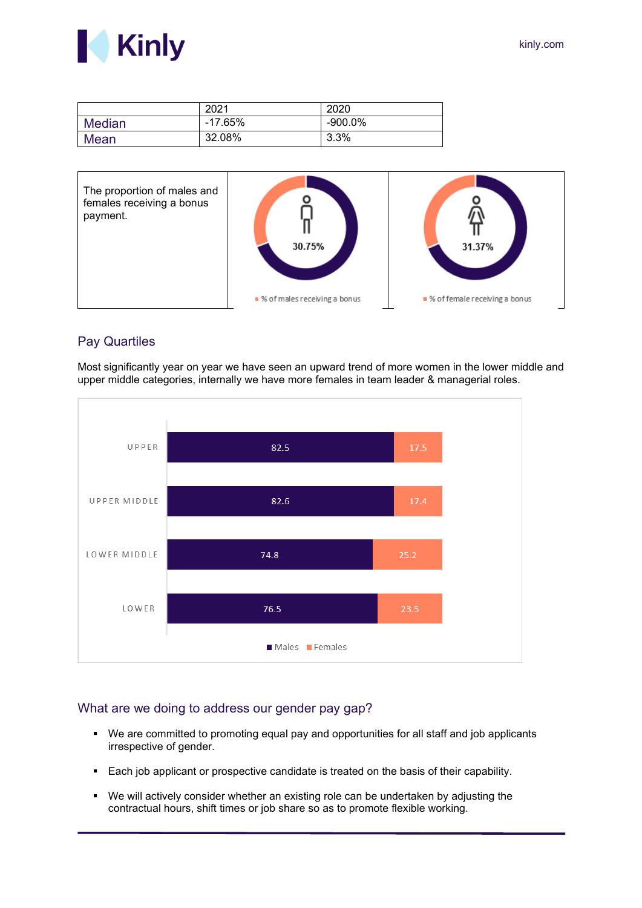| | 2021 | 2020 |
|---|---|---|
| Median | -17.65% | -900.0% |
| Mean | 32.08% | 3.3% |

| The proportion of males and females receiving a bonus payment. | 30.75% | 31.37% |
|---|---|---|
| | % of males receiving a bonus | % of female receiving a bonus |

## Pay Quartiles

Most significantly year on year we have seen an upward trend of more women in the lower middle and upper middle categories, internally we have more females in team leader & managerial roles.

| | Males | Females |
|---|---|---|
| UPPER | 82.5 | 17.5 |
| UPPER MIDDLE | 82.6 | 17.4 |
| LOWER MIDDLE | 74.8 | 25.2 |
| LOWER | 76.5 | 23.5 |

## What are we doing to address our gender pay gap?

- We are committed to promoting equal pay and opportunities for all staff and job applicants irrespective of gender.
- Each job applicant or prospective candidate is treated on the basis of their capability.
- We will actively consider whether an existing role can be undertaken by adjusting the contractual hours, shift times or job share so as to promote flexible working.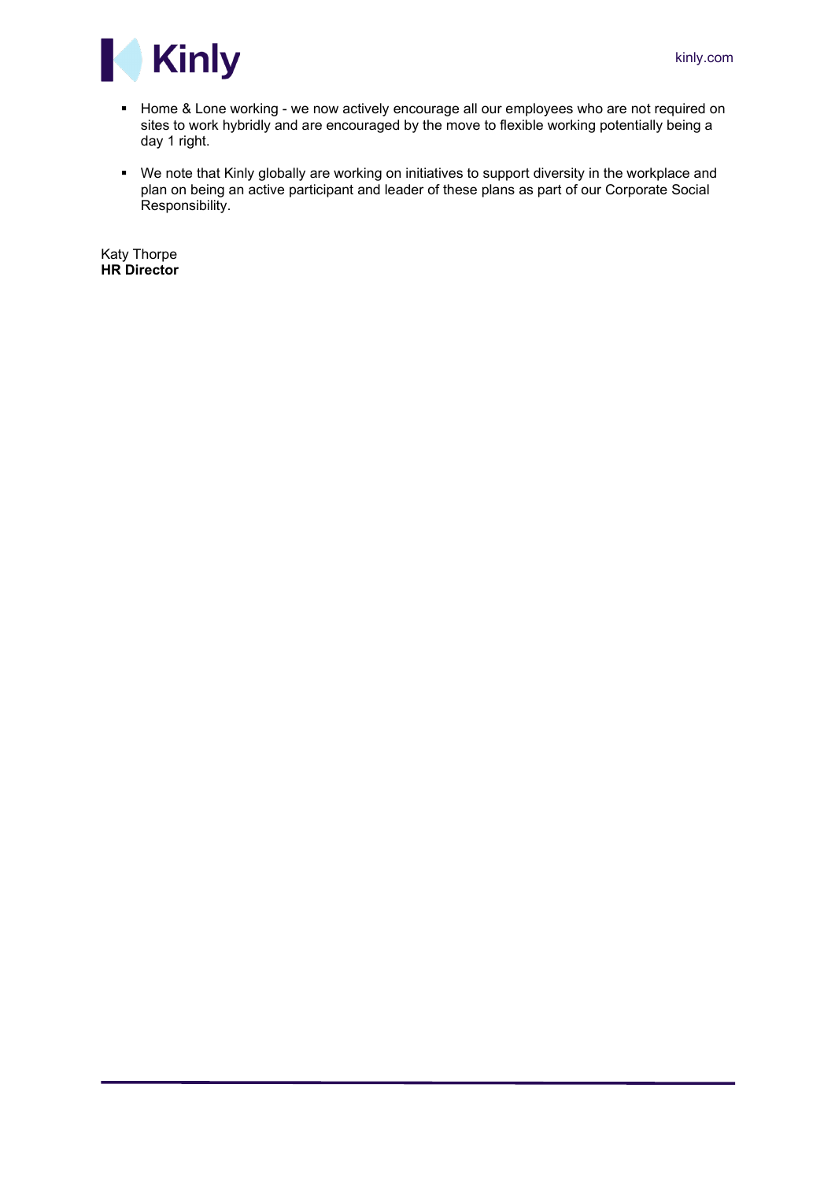- Home & Lone working - we now actively encourage all our employees who are not required on sites to work hybridly and are encouraged by the move to flexible working potentially being a day 1 right.

- We note that Kinly globally are working on initiatives to support diversity in the workplace and plan on being an active participant and leader of these plans as part of our Corporate Social Responsibility.

Katy Thorpe
**HR Director**